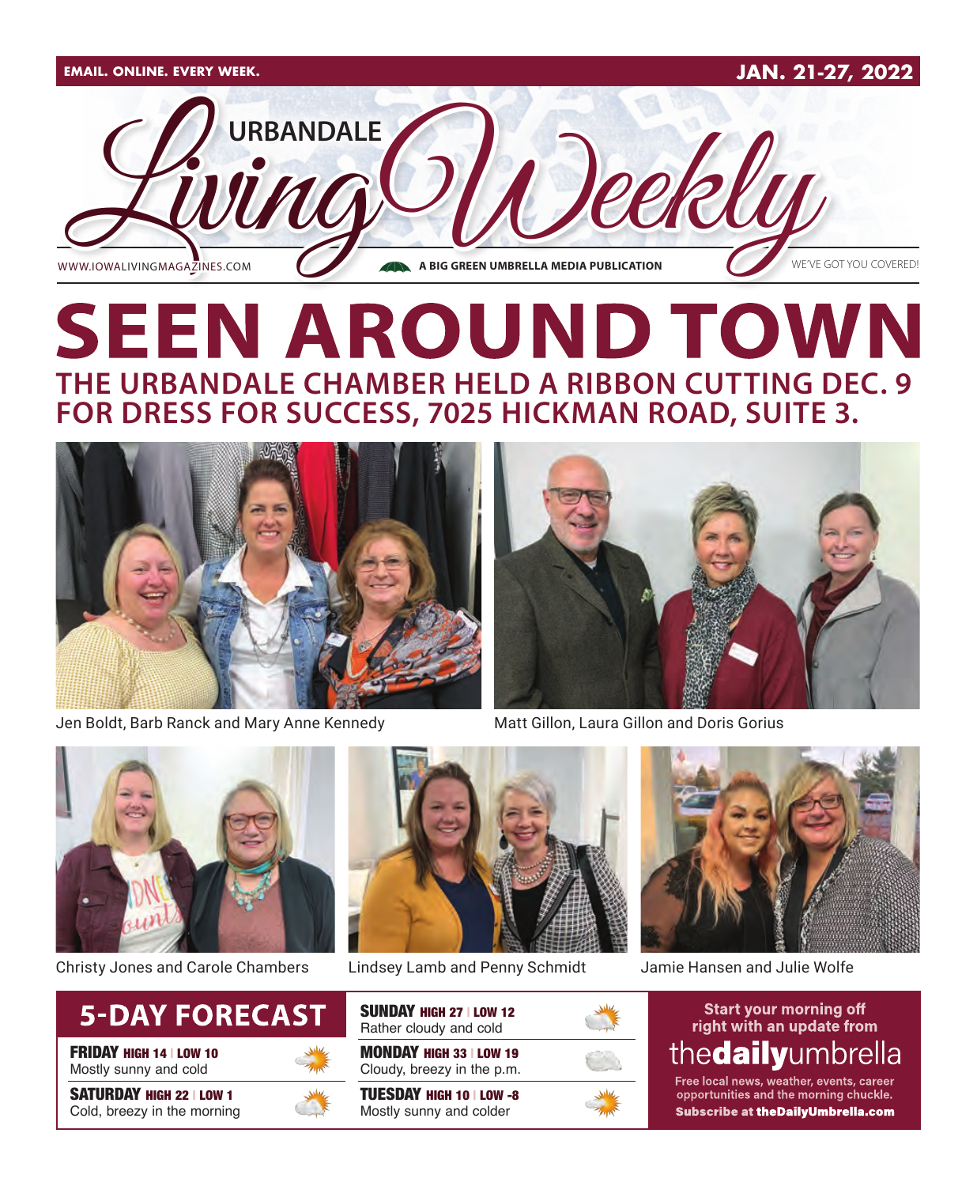EMAIL. ONLINE. EVERY WEEK.

JAN. 21-27, 2022

# URBANDALE Living Weekly

WWW.IOWALIVINGMAGAZINES.COM

A BIG GREEN UMBRELLA MEDIA PUBLICATION

WE'VE GOT YOU COVERED!

# SEEN AROUND TOWN

## THE URBANDALE CHAMBER HELD A RIBBON CUTTING DEC. 9 FOR DRESS FOR SUCCESS, 7025 HICKMAN ROAD, SUITE 3.

Jen Boldt, Barb Ranck and Mary Anne Kennedy

Matt Gillon, Laura Gillon and Doris Gorius

Christy Jones and Carole Chambers

Lindsey Lamb and Penny Schmidt

Jamie Hansen and Julie Wolfe

## 5-DAY FORECAST

**FRIDAY** HIGH 14 | LOW 10
Mostly sunny and cold

**SATURDAY** HIGH 22 | LOW 1
Cold, breezy in the morning

**SUNDAY** HIGH 27 | LOW 12
Rather cloudy and cold

**MONDAY** HIGH 33 | LOW 19
Cloudy, breezy in the p.m.

**TUESDAY** HIGH 10 | LOW -8
Mostly sunny and colder

Start your morning off right with an update from

**thedailyumbrella**

Free local news, weather, events, career opportunities and the morning chuckle.

**Subscribe at theDailyUmbrella.com**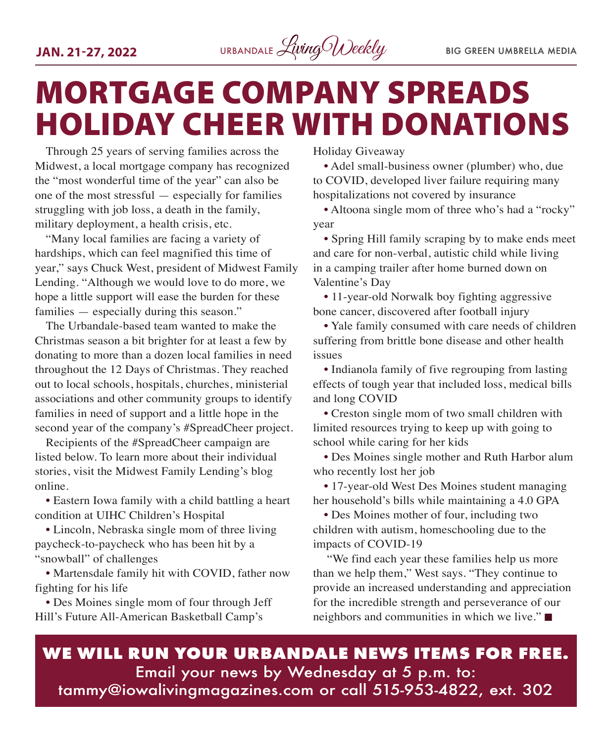# MORTGAGE COMPANY SPREADS HOLIDAY CHEER WITH DONATIONS

Through 25 years of serving families across the Midwest, a local mortgage company has recognized the "most wonderful time of the year" can also be one of the most stressful — especially for families struggling with job loss, a death in the family, military deployment, a health crisis, etc.

"Many local families are facing a variety of hardships, which can feel magnified this time of year," says Chuck West, president of Midwest Family Lending. "Although we would love to do more, we hope a little support will ease the burden for these families — especially during this season."

The Urbandale-based team wanted to make the Christmas season a bit brighter for at least a few by donating to more than a dozen local families in need throughout the 12 Days of Christmas. They reached out to local schools, hospitals, churches, ministerial associations and other community groups to identify families in need of support and a little hope in the second year of the company's #SpreadCheer project.

Recipients of the #SpreadCheer campaign are listed below. To learn more about their individual stories, visit the Midwest Family Lending's blog online.

- Eastern Iowa family with a child battling a heart condition at UIHC Children's Hospital
- Lincoln, Nebraska single mom of three living paycheck-to-paycheck who has been hit by a "snowball" of challenges
- Martensdale family hit with COVID, father now fighting for his life
- Des Moines single mom of four through Jeff Hill's Future All-American Basketball Camp's Holiday Giveaway
- Adel small-business owner (plumber) who, due to COVID, developed liver failure requiring many hospitalizations not covered by insurance
- Altoona single mom of three who's had a "rocky" year
- Spring Hill family scraping by to make ends meet and care for non-verbal, autistic child while living in a camping trailer after home burned down on Valentine's Day
- 11-year-old Norwalk boy fighting aggressive bone cancer, discovered after football injury
- Yale family consumed with care needs of children suffering from brittle bone disease and other health issues
- Indianola family of five regrouping from lasting effects of tough year that included loss, medical bills and long COVID
- Creston single mom of two small children with limited resources trying to keep up with going to school while caring for her kids
- Des Moines single mother and Ruth Harbor alum who recently lost her job
- 17-year-old West Des Moines student managing her household's bills while maintaining a 4.0 GPA
- Des Moines mother of four, including two children with autism, homeschooling due to the impacts of COVID-19

"We find each year these families help us more than we help them," West says. "They continue to provide an increased understanding and appreciation for the incredible strength and perseverance of our neighbors and communities in which we live." ■

**WE WILL RUN YOUR URBANDALE NEWS ITEMS FOR FREE.**
Email your news by Wednesday at 5 p.m. to:
tammy@iowalivingmagazines.com or call 515-953-4822, ext. 302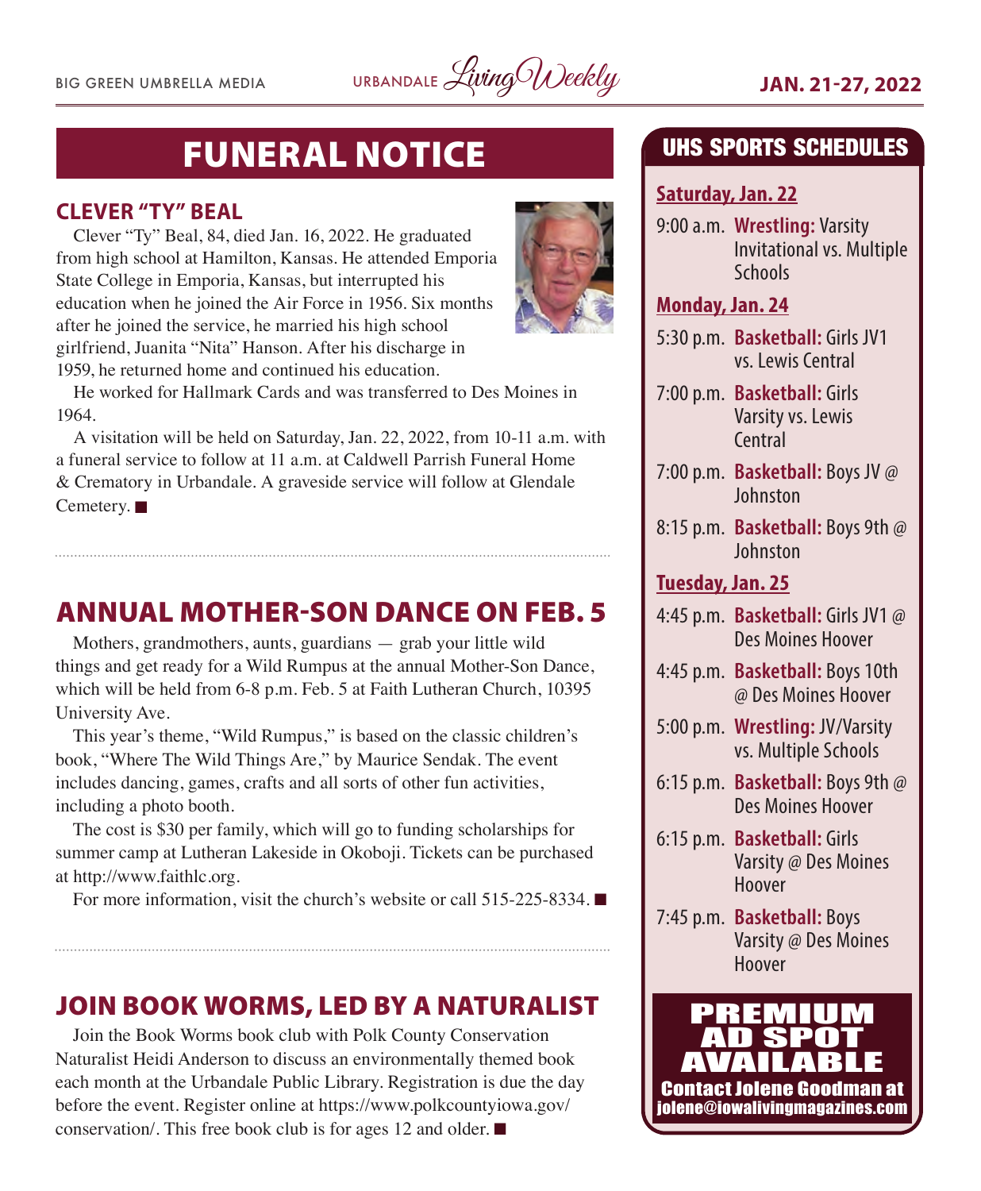# FUNERAL NOTICE

## CLEVER "TY" BEAL

Clever "Ty" Beal, 84, died Jan. 16, 2022. He graduated from high school at Hamilton, Kansas. He attended Emporia State College in Emporia, Kansas, but interrupted his education when he joined the Air Force in 1956. Six months after he joined the service, he married his high school girlfriend, Juanita "Nita" Hanson. After his discharge in 1959, he returned home and continued his education.

He worked for Hallmark Cards and was transferred to Des Moines in 1964.

A visitation will be held on Saturday, Jan. 22, 2022, from 10-11 a.m. with a funeral service to follow at 11 a.m. at Caldwell Parrish Funeral Home & Crematory in Urbandale. A graveside service will follow at Glendale Cemetery. ■

## ANNUAL MOTHER-SON DANCE ON FEB. 5

Mothers, grandmothers, aunts, guardians — grab your little wild things and get ready for a Wild Rumpus at the annual Mother-Son Dance, which will be held from 6-8 p.m. Feb. 5 at Faith Lutheran Church, 10395 University Ave.

This year's theme, "Wild Rumpus," is based on the classic children's book, "Where The Wild Things Are," by Maurice Sendak. The event includes dancing, games, crafts and all sorts of other fun activities, including a photo booth.

The cost is $30 per family, which will go to funding scholarships for summer camp at Lutheran Lakeside in Okoboji. Tickets can be purchased at http://www.faithlc.org.

For more information, visit the church's website or call 515-225-8334. ■

## JOIN BOOK WORMS, LED BY A NATURALIST

Join the Book Worms book club with Polk County Conservation Naturalist Heidi Anderson to discuss an environmentally themed book each month at the Urbandale Public Library. Registration is due the day before the event. Register online at https://www.polkcountyiowa.gov/conservation/. This free book club is for ages 12 and older. ■

## UHS SPORTS SCHEDULES

**Saturday, Jan. 22**

- 9:00 a.m. **Wrestling:** Varsity Invitational vs. Multiple Schools

**Monday, Jan. 24**

- 5:30 p.m. **Basketball:** Girls JV1 vs. Lewis Central
- 7:00 p.m. **Basketball:** Girls Varsity vs. Lewis Central
- 7:00 p.m. **Basketball:** Boys JV @ Johnston
- 8:15 p.m. **Basketball:** Boys 9th @ Johnston

**Tuesday, Jan. 25**

- 4:45 p.m. **Basketball:** Girls JV1 @ Des Moines Hoover
- 4:45 p.m. **Basketball:** Boys 10th @ Des Moines Hoover
- 5:00 p.m. **Wrestling:** JV/Varsity vs. Multiple Schools
- 6:15 p.m. **Basketball:** Boys 9th @ Des Moines Hoover
- 6:15 p.m. **Basketball:** Girls Varsity @ Des Moines Hoover
- 7:45 p.m. **Basketball:** Boys Varsity @ Des Moines Hoover

**PREMIUM AD SPOT AVAILABLE**

Contact Jolene Goodman at jolene@iowalivingmagazines.com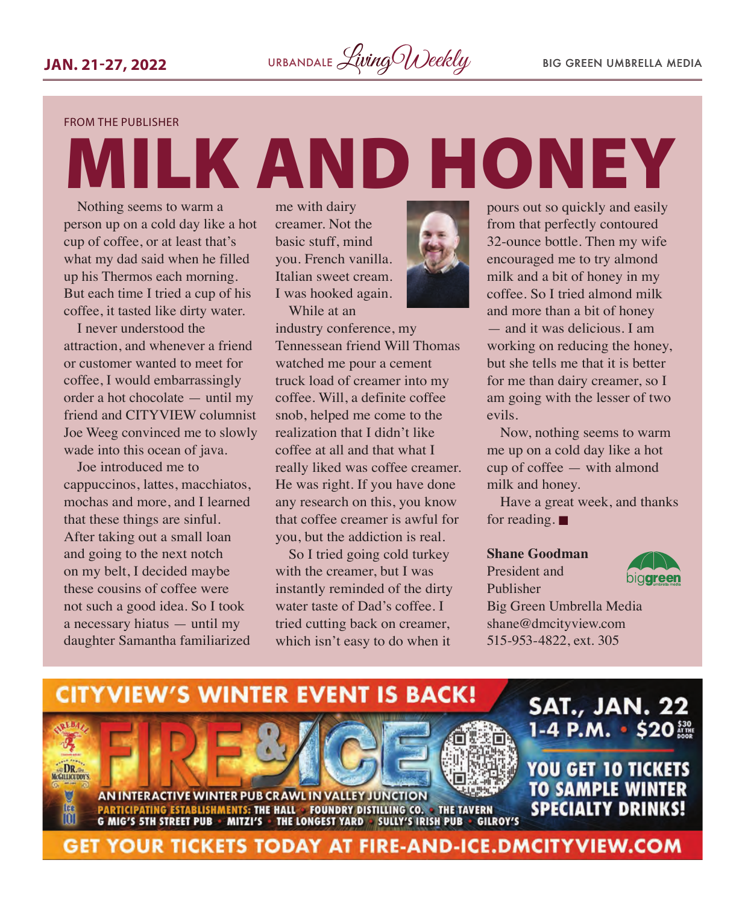FROM THE PUBLISHER

# MILK AND HONEY

Nothing seems to warm a person up on a cold day like a hot cup of coffee, or at least that's what my dad said when he filled up his Thermos each morning. But each time I tried a cup of his coffee, it tasted like dirty water.

I never understood the attraction, and whenever a friend or customer wanted to meet for coffee, I would embarrassingly order a hot chocolate — until my friend and CITYVIEW columnist Joe Weeg convinced me to slowly wade into this ocean of java.

Joe introduced me to cappuccinos, lattes, macchiatos, mochas and more, and I learned that these things are sinful. After taking out a small loan and going to the next notch on my belt, I decided maybe these cousins of coffee were not such a good idea. So I took a necessary hiatus — until my daughter Samantha familiarized me with dairy creamer. Not the basic stuff, mind you. French vanilla. Italian sweet cream. I was hooked again.

While at an industry conference, my Tennessean friend Will Thomas watched me pour a cement truck load of creamer into my coffee. Will, a definite coffee snob, helped me come to the realization that I didn't like coffee at all and that what I really liked was coffee creamer. He was right. If you have done any research on this, you know that coffee creamer is awful for you, but the addiction is real.

So I tried going cold turkey with the creamer, but I was instantly reminded of the dirty water taste of Dad's coffee. I tried cutting back on creamer, which isn't easy to do when it pours out so quickly and easily from that perfectly contoured 32-ounce bottle. Then my wife encouraged me to try almond milk and a bit of honey in my coffee. So I tried almond milk and more than a bit of honey — and it was delicious. I am working on reducing the honey, but she tells me that it is better for me than dairy creamer, so I am going with the lesser of two evils.

Now, nothing seems to warm me up on a cold day like a hot cup of coffee — with almond milk and honey.

Have a great week, and thanks for reading. ■

**Shane Goodman**
President and Publisher
Big Green Umbrella Media
shane@dmcityview.com
515-953-4822, ext. 305

CITYVIEW'S WINTER EVENT IS BACK!

FIRE & ICE

AN INTERACTIVE WINTER PUB CRAWL IN VALLEY JUNCTION

PARTICIPATING ESTABLISHMENTS: THE HALL • FOUNDRY DISTILLING CO. • THE TAVERN • G MIG'S 5TH STREET PUB • MITZI'S • THE LONGEST YARD • SULLY'S IRISH PUB • GILROY'S

SAT., JAN. 22
1-4 P.M. • $20 ($30 AT THE DOOR)

YOU GET 10 TICKETS TO SAMPLE WINTER SPECIALTY DRINKS!

GET YOUR TICKETS TODAY AT FIRE-AND-ICE.DMCITYVIEW.COM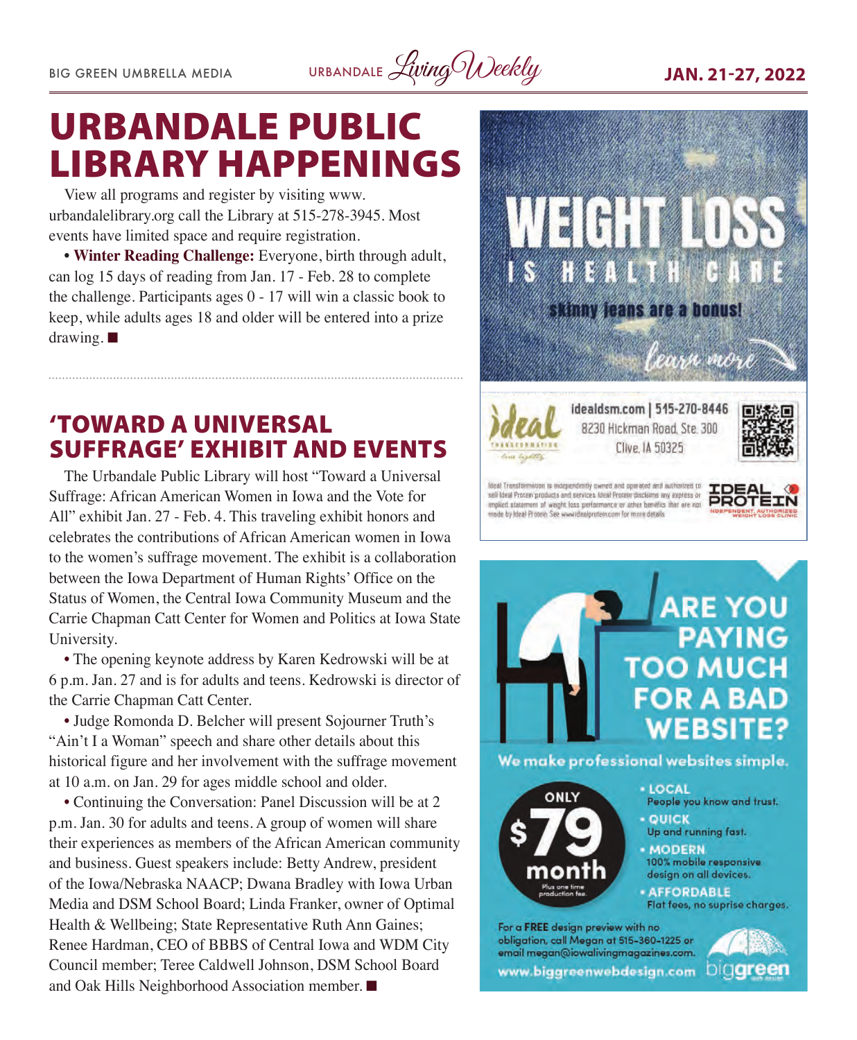# URBANDALE PUBLIC LIBRARY HAPPENINGS

View all programs and register by visiting www.urbandalelibrary.org call the Library at 515-278-3945. Most events have limited space and require registration.

• **Winter Reading Challenge:** Everyone, birth through adult, can log 15 days of reading from Jan. 17 - Feb. 28 to complete the challenge. Participants ages 0 - 17 will win a classic book to keep, while adults ages 18 and older will be entered into a prize drawing. ■

## 'TOWARD A UNIVERSAL SUFFRAGE' EXHIBIT AND EVENTS

The Urbandale Public Library will host "Toward a Universal Suffrage: African American Women in Iowa and the Vote for All" exhibit Jan. 27 - Feb. 4. This traveling exhibit honors and celebrates the contributions of African American women in Iowa to the women's suffrage movement. The exhibit is a collaboration between the Iowa Department of Human Rights' Office on the Status of Women, the Central Iowa Community Museum and the Carrie Chapman Catt Center for Women and Politics at Iowa State University.

• The opening keynote address by Karen Kedrowski will be at 6 p.m. Jan. 27 and is for adults and teens. Kedrowski is director of the Carrie Chapman Catt Center.

• Judge Romonda D. Belcher will present Sojourner Truth's "Ain't I a Woman" speech and share other details about this historical figure and her involvement with the suffrage movement at 10 a.m. on Jan. 29 for ages middle school and older.

• Continuing the Conversation: Panel Discussion will be at 2 p.m. Jan. 30 for adults and teens. A group of women will share their experiences as members of the African American community and business. Guest speakers include: Betty Andrew, president of the Iowa/Nebraska NAACP; Dwana Bradley with Iowa Urban Media and DSM School Board; Linda Franker, owner of Optimal Health & Wellbeing; State Representative Ruth Ann Gaines; Renee Hardman, CEO of BBBS of Central Iowa and WDM City Council member; Teree Caldwell Johnson, DSM School Board and Oak Hills Neighborhood Association member. ■

WEIGHT LOSS IS HEALTH CARE

skinny jeans are a bonus!

learn more

idealdsm.com | 515-270-8446
8230 Hickman Road, Ste. 300
Clive, IA 50325

Ideal Transformation is independently owned and operated and authorized to sell Ideal Protein products and services. Ideal Protein disclaims any express or implied statement of weight loss performance or other benefits that are not made by Ideal Protein. See www.idealprotein.com for more details.

ARE YOU PAYING TOO MUCH FOR A BAD WEBSITE?

We make professional websites simple.

ONLY $79 month
Plus one time production fee.

- LOCAL
  People you know and trust.
- QUICK
  Up and running fast.
- MODERN
  100% mobile responsive design on all devices.
- AFFORDABLE
  Flat fees, no suprise charges.

For a **FREE** design preview with no obligation, call Megan at 515-360-1225 or email megan@iowalivingmagazines.com.

www.biggreenwebdesign.com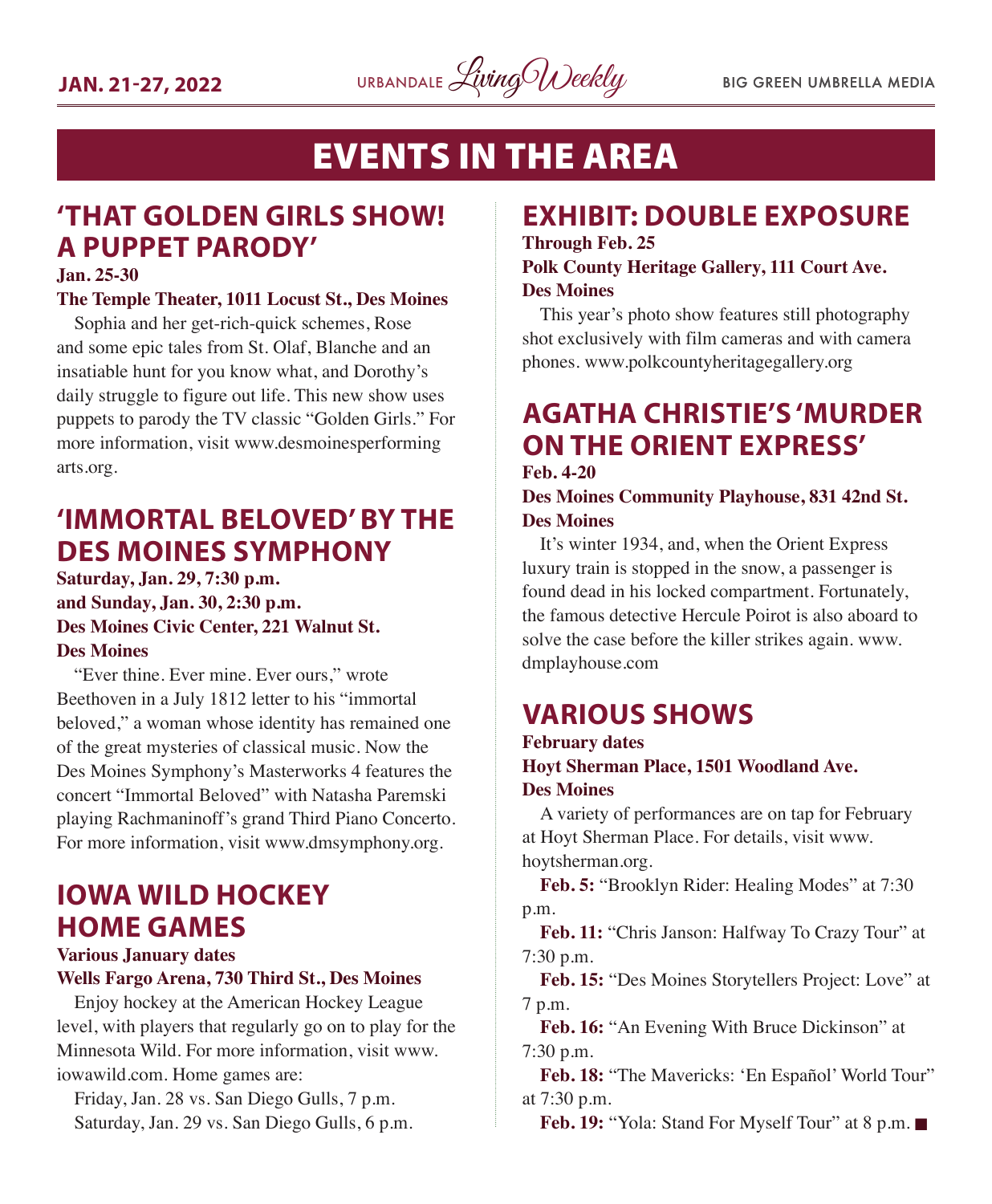# EVENTS IN THE AREA

## 'THAT GOLDEN GIRLS SHOW! A PUPPET PARODY'

**Jan. 25-30**
**The Temple Theater, 1011 Locust St., Des Moines**

Sophia and her get-rich-quick schemes, Rose and some epic tales from St. Olaf, Blanche and an insatiable hunt for you know what, and Dorothy's daily struggle to figure out life. This new show uses puppets to parody the TV classic "Golden Girls." For more information, visit www.desmoinesperformingarts.org.

## 'IMMORTAL BELOVED' BY THE DES MOINES SYMPHONY

**Saturday, Jan. 29, 7:30 p.m.**
**and Sunday, Jan. 30, 2:30 p.m.**
**Des Moines Civic Center, 221 Walnut St.**
**Des Moines**

"Ever thine. Ever mine. Ever ours," wrote Beethoven in a July 1812 letter to his "immortal beloved," a woman whose identity has remained one of the great mysteries of classical music. Now the Des Moines Symphony's Masterworks 4 features the concert "Immortal Beloved" with Natasha Paremski playing Rachmaninoff's grand Third Piano Concerto. For more information, visit www.dmsymphony.org.

## IOWA WILD HOCKEY HOME GAMES

**Various January dates**
**Wells Fargo Arena, 730 Third St., Des Moines**

Enjoy hockey at the American Hockey League level, with players that regularly go on to play for the Minnesota Wild. For more information, visit www.iowawild.com. Home games are:

Friday, Jan. 28 vs. San Diego Gulls, 7 p.m.
Saturday, Jan. 29 vs. San Diego Gulls, 6 p.m.

## EXHIBIT: DOUBLE EXPOSURE

**Through Feb. 25**
**Polk County Heritage Gallery, 111 Court Ave.**
**Des Moines**

This year's photo show features still photography shot exclusively with film cameras and with camera phones. www.polkcountyheritagegallery.org

## AGATHA CHRISTIE'S 'MURDER ON THE ORIENT EXPRESS'

**Feb. 4-20**
**Des Moines Community Playhouse, 831 42nd St.**
**Des Moines**

It's winter 1934, and, when the Orient Express luxury train is stopped in the snow, a passenger is found dead in his locked compartment. Fortunately, the famous detective Hercule Poirot is also aboard to solve the case before the killer strikes again. www.dmplayhouse.com

## VARIOUS SHOWS

**February dates**
**Hoyt Sherman Place, 1501 Woodland Ave.**
**Des Moines**

A variety of performances are on tap for February at Hoyt Sherman Place. For details, visit www.hoytsherman.org.

**Feb. 5:** "Brooklyn Rider: Healing Modes" at 7:30 p.m.

**Feb. 11:** "Chris Janson: Halfway To Crazy Tour" at 7:30 p.m.

**Feb. 15:** "Des Moines Storytellers Project: Love" at 7 p.m.

**Feb. 16:** "An Evening With Bruce Dickinson" at 7:30 p.m.

**Feb. 18:** "The Mavericks: 'En Español' World Tour" at 7:30 p.m.

**Feb. 19:** "Yola: Stand For Myself Tour" at 8 p.m. ■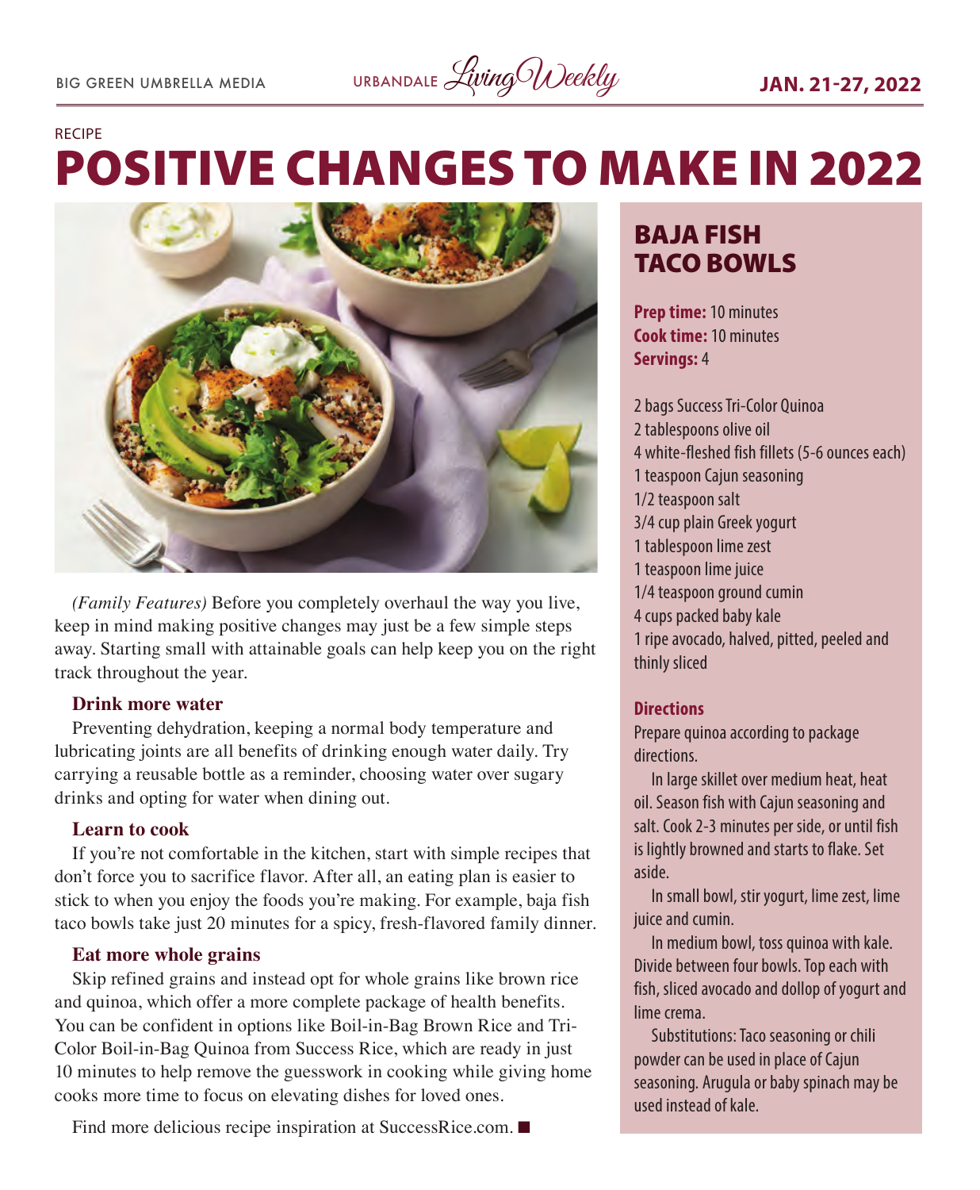RECIPE

# POSITIVE CHANGES TO MAKE IN 2022

*(Family Features)* Before you completely overhaul the way you live, keep in mind making positive changes may just be a few simple steps away. Starting small with attainable goals can help keep you on the right track throughout the year.

**Drink more water**

Preventing dehydration, keeping a normal body temperature and lubricating joints are all benefits of drinking enough water daily. Try carrying a reusable bottle as a reminder, choosing water over sugary drinks and opting for water when dining out.

**Learn to cook**

If you're not comfortable in the kitchen, start with simple recipes that don't force you to sacrifice flavor. After all, an eating plan is easier to stick to when you enjoy the foods you're making. For example, baja fish taco bowls take just 20 minutes for a spicy, fresh-flavored family dinner.

**Eat more whole grains**

Skip refined grains and instead opt for whole grains like brown rice and quinoa, which offer a more complete package of health benefits. You can be confident in options like Boil-in-Bag Brown Rice and Tri-Color Boil-in-Bag Quinoa from Success Rice, which are ready in just 10 minutes to help remove the guesswork in cooking while giving home cooks more time to focus on elevating dishes for loved ones.

Find more delicious recipe inspiration at SuccessRice.com. ■

## BAJA FISH TACO BOWLS

**Prep time:** 10 minutes
**Cook time:** 10 minutes
**Servings:** 4

- 2 bags Success Tri-Color Quinoa
- 2 tablespoons olive oil
- 4 white-fleshed fish fillets (5-6 ounces each)
- 1 teaspoon Cajun seasoning
- 1/2 teaspoon salt
- 3/4 cup plain Greek yogurt
- 1 tablespoon lime zest
- 1 teaspoon lime juice
- 1/4 teaspoon ground cumin
- 4 cups packed baby kale
- 1 ripe avocado, halved, pitted, peeled and thinly sliced

**Directions**

Prepare quinoa according to package directions.

In large skillet over medium heat, heat oil. Season fish with Cajun seasoning and salt. Cook 2-3 minutes per side, or until fish is lightly browned and starts to flake. Set aside.

In small bowl, stir yogurt, lime zest, lime juice and cumin.

In medium bowl, toss quinoa with kale. Divide between four bowls. Top each with fish, sliced avocado and dollop of yogurt and lime crema.

Substitutions: Taco seasoning or chili powder can be used in place of Cajun seasoning. Arugula or baby spinach may be used instead of kale.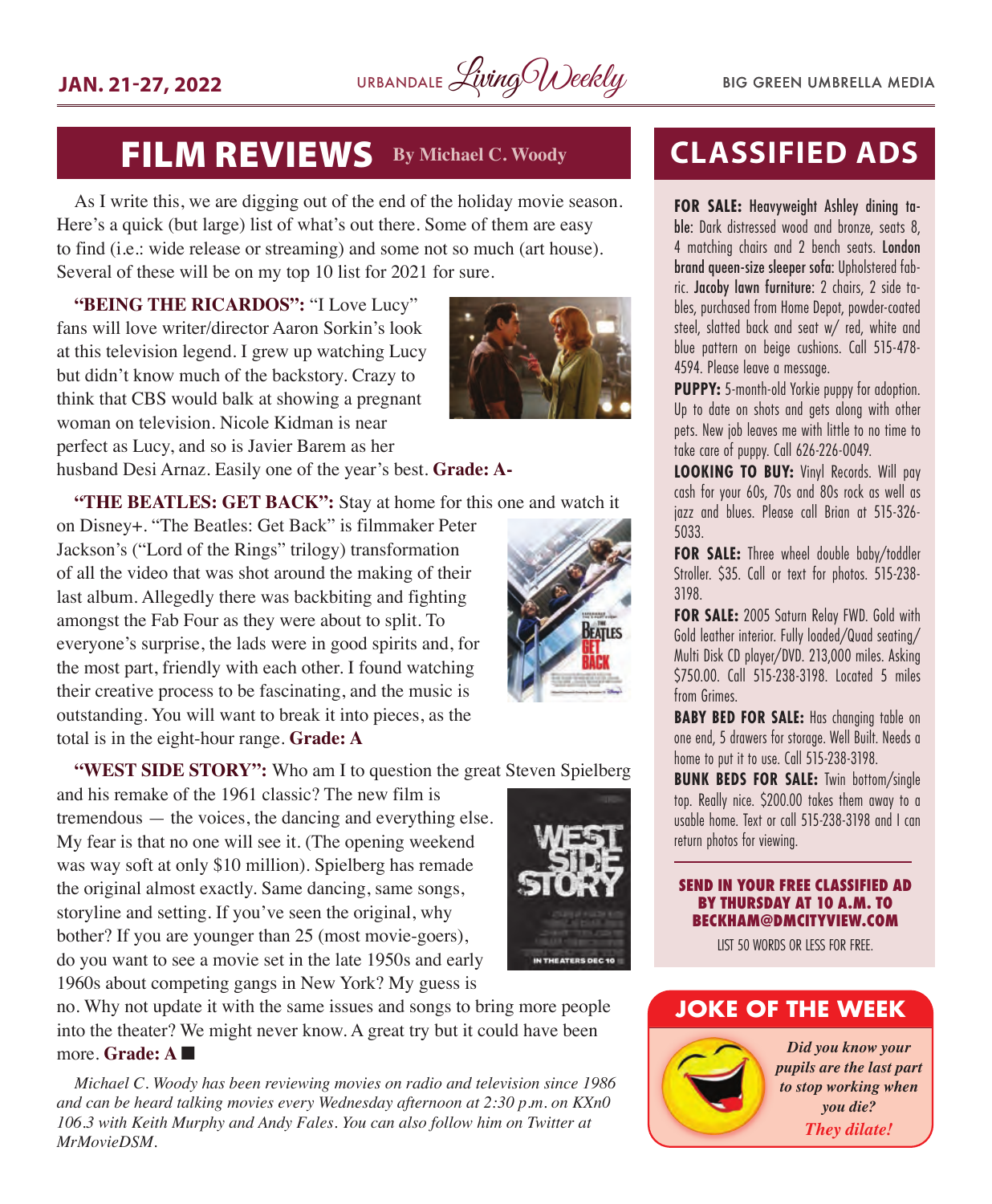# FILM REVIEWS

By Michael C. Woody

As I write this, we are digging out of the end of the holiday movie season. Here's a quick (but large) list of what's out there. Some of them are easy to find (i.e.: wide release or streaming) and some not so much (art house). Several of these will be on my top 10 list for 2021 for sure.

**"BEING THE RICARDOS":** "I Love Lucy" fans will love writer/director Aaron Sorkin's look at this television legend. I grew up watching Lucy but didn't know much of the backstory. Crazy to think that CBS would balk at showing a pregnant woman on television. Nicole Kidman is near perfect as Lucy, and so is Javier Barem as her husband Desi Arnaz. Easily one of the year's best. **Grade: A-**

**"THE BEATLES: GET BACK":** Stay at home for this one and watch it on Disney+. "The Beatles: Get Back" is filmmaker Peter Jackson's ("Lord of the Rings" trilogy) transformation of all the video that was shot around the making of their last album. Allegedly there was backbiting and fighting amongst the Fab Four as they were about to split. To everyone's surprise, the lads were in good spirits and, for the most part, friendly with each other. I found watching their creative process to be fascinating, and the music is outstanding. You will want to break it into pieces, as the total is in the eight-hour range. **Grade: A**

**"WEST SIDE STORY":** Who am I to question the great Steven Spielberg and his remake of the 1961 classic? The new film is tremendous — the voices, the dancing and everything else. My fear is that no one will see it. (The opening weekend was way soft at only $10 million). Spielberg has remade the original almost exactly. Same dancing, same songs, storyline and setting. If you've seen the original, why bother? If you are younger than 25 (most movie-goers), do you want to see a movie set in the late 1950s and early 1960s about competing gangs in New York? My guess is no. Why not update it with the same issues and songs to bring more people into the theater? We might never know. A great try but it could have been more. **Grade: A** ■

*Michael C. Woody has been reviewing movies on radio and television since 1986 and can be heard talking movies every Wednesday afternoon at 2:30 p.m. on KXn0 106.3 with Keith Murphy and Andy Fales. You can also follow him on Twitter at MrMovieDSM.*

# CLASSIFIED ADS

**FOR SALE:** Heavyweight Ashley dining table: Dark distressed wood and bronze, seats 8, 4 matching chairs and 2 bench seats. London brand queen-size sleeper sofa: Upholstered fabric. Jacoby lawn furniture: 2 chairs, 2 side tables, purchased from Home Depot, powder-coated steel, slatted back and seat w/ red, white and blue pattern on beige cushions. Call 515-478-4594. Please leave a message.

**PUPPY:** 5-month-old Yorkie puppy for adoption. Up to date on shots and gets along with other pets. New job leaves me with little to no time to take care of puppy. Call 626-226-0049.

**LOOKING TO BUY:** Vinyl Records. Will pay cash for your 60s, 70s and 80s rock as well as jazz and blues. Please call Brian at 515-326-5033.

**FOR SALE:** Three wheel double baby/toddler Stroller. $35. Call or text for photos. 515-238-3198.

**FOR SALE:** 2005 Saturn Relay FWD. Gold with Gold leather interior. Fully loaded/Quad seating/Multi Disk CD player/DVD. 213,000 miles. Asking $750.00. Call 515-238-3198. Located 5 miles from Grimes.

**BABY BED FOR SALE:** Has changing table on one end, 5 drawers for storage. Well Built. Needs a home to put it to use. Call 515-238-3198.

**BUNK BEDS FOR SALE:** Twin bottom/single top. Really nice. $200.00 takes them away to a usable home. Text or call 515-238-3198 and I can return photos for viewing.

**SEND IN YOUR FREE CLASSIFIED AD BY THURSDAY AT 10 A.M. TO BECKHAM@DMCITYVIEW.COM**

LIST 50 WORDS OR LESS FOR FREE.

## JOKE OF THE WEEK

*Did you know your pupils are the last part to stop working when you die?*

***They dilate!***